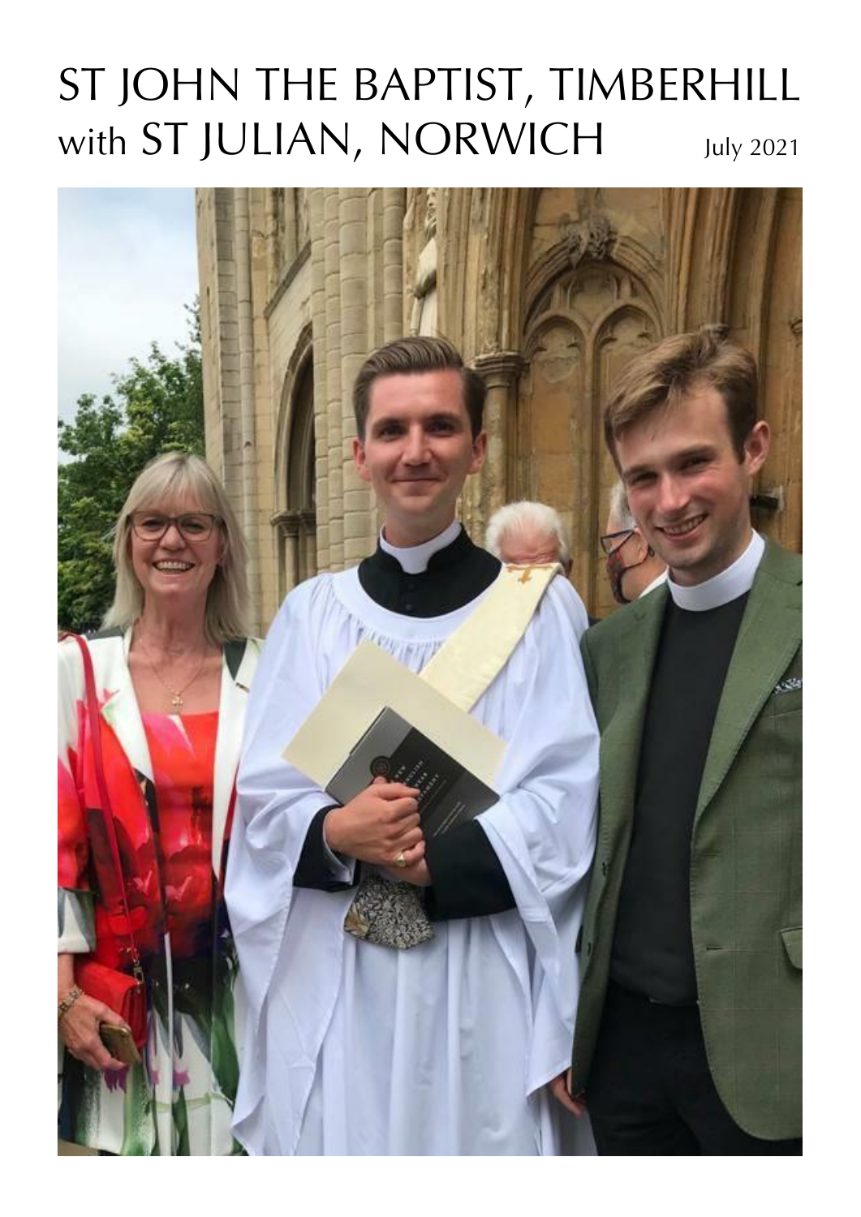# ST JOHN THE BAPTIST, TIMBERHILL with ST JULIAN, NORWICH

July 2021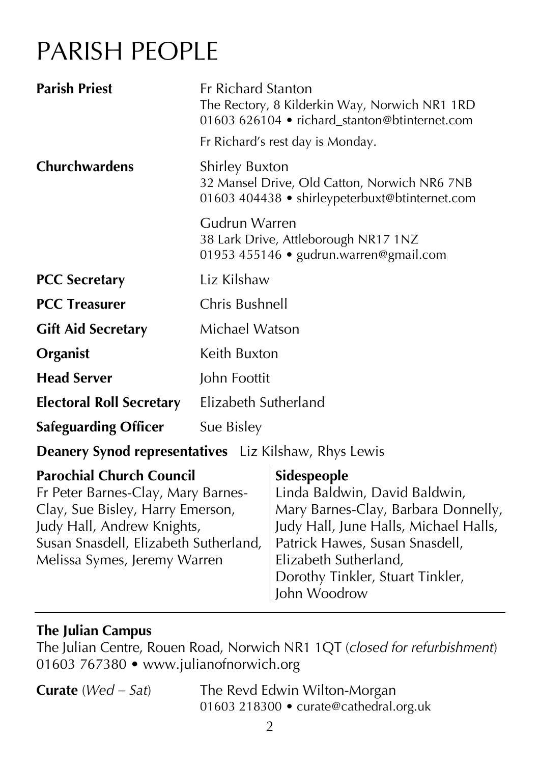# PARISH PEOPLE

**Parish Priest** Fr Richard Stanton
The Rectory, 8 Kilderkin Way, Norwich NR1 1RD
01603 626104 • richard_stanton@btinternet.com
Fr Richard's rest day is Monday.

**Churchwardens** Shirley Buxton
32 Mansel Drive, Old Catton, Norwich NR6 7NB
01603 404438 • shirleypeterbuxt@btinternet.com

Gudrun Warren
38 Lark Drive, Attleborough NR17 1NZ
01953 455146 • gudrun.warren@gmail.com

**PCC Secretary** Liz Kilshaw

**PCC Treasurer** Chris Bushnell

**Gift Aid Secretary** Michael Watson

**Organist** Keith Buxton

**Head Server** John Foottit

**Electoral Roll Secretary** Elizabeth Sutherland

**Safeguarding Officer** Sue Bisley

**Deanery Synod representatives** Liz Kilshaw, Rhys Lewis

**Parochial Church Council**
Fr Peter Barnes-Clay, Mary Barnes-Clay, Sue Bisley, Harry Emerson, Judy Hall, Andrew Knights, Susan Snasdell, Elizabeth Sutherland, Melissa Symes, Jeremy Warren

**Sidespeople**
Linda Baldwin, David Baldwin, Mary Barnes-Clay, Barbara Donnelly, Judy Hall, June Halls, Michael Halls, Patrick Hawes, Susan Snasdell, Elizabeth Sutherland, Dorothy Tinkler, Stuart Tinkler, John Woodrow

---

**The Julian Campus**
The Julian Centre, Rouen Road, Norwich NR1 1QT (*closed for refurbishment*)
01603 767380 • www.julianofnorwich.org

**Curate** (*Wed – Sat*) The Revd Edwin Wilton-Morgan
01603 218300 • curate@cathedral.org.uk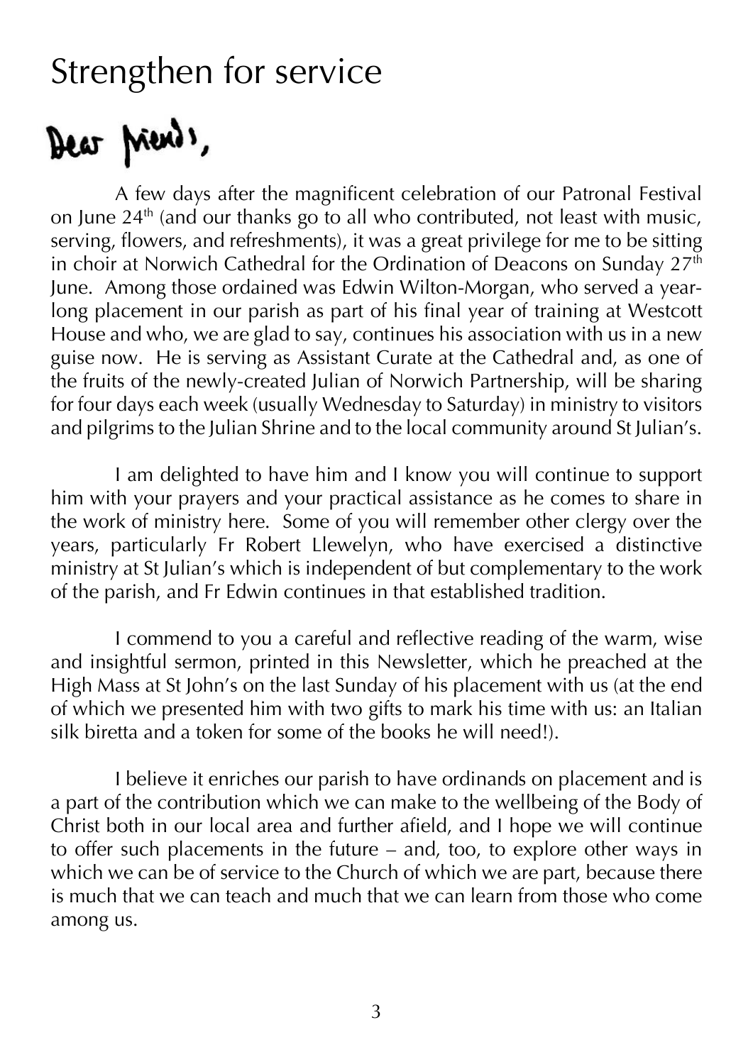# Strengthen for service

Dear friends,

A few days after the magnificent celebration of our Patronal Festival on June 24th (and our thanks go to all who contributed, not least with music, serving, flowers, and refreshments), it was a great privilege for me to be sitting in choir at Norwich Cathedral for the Ordination of Deacons on Sunday 27th June. Among those ordained was Edwin Wilton-Morgan, who served a year-long placement in our parish as part of his final year of training at Westcott House and who, we are glad to say, continues his association with us in a new guise now. He is serving as Assistant Curate at the Cathedral and, as one of the fruits of the newly-created Julian of Norwich Partnership, will be sharing for four days each week (usually Wednesday to Saturday) in ministry to visitors and pilgrims to the Julian Shrine and to the local community around St Julian's.

I am delighted to have him and I know you will continue to support him with your prayers and your practical assistance as he comes to share in the work of ministry here. Some of you will remember other clergy over the years, particularly Fr Robert Llewelyn, who have exercised a distinctive ministry at St Julian's which is independent of but complementary to the work of the parish, and Fr Edwin continues in that established tradition.

I commend to you a careful and reflective reading of the warm, wise and insightful sermon, printed in this Newsletter, which he preached at the High Mass at St John's on the last Sunday of his placement with us (at the end of which we presented him with two gifts to mark his time with us: an Italian silk biretta and a token for some of the books he will need!).

I believe it enriches our parish to have ordinands on placement and is a part of the contribution which we can make to the wellbeing of the Body of Christ both in our local area and further afield, and I hope we will continue to offer such placements in the future – and, too, to explore other ways in which we can be of service to the Church of which we are part, because there is much that we can teach and much that we can learn from those who come among us.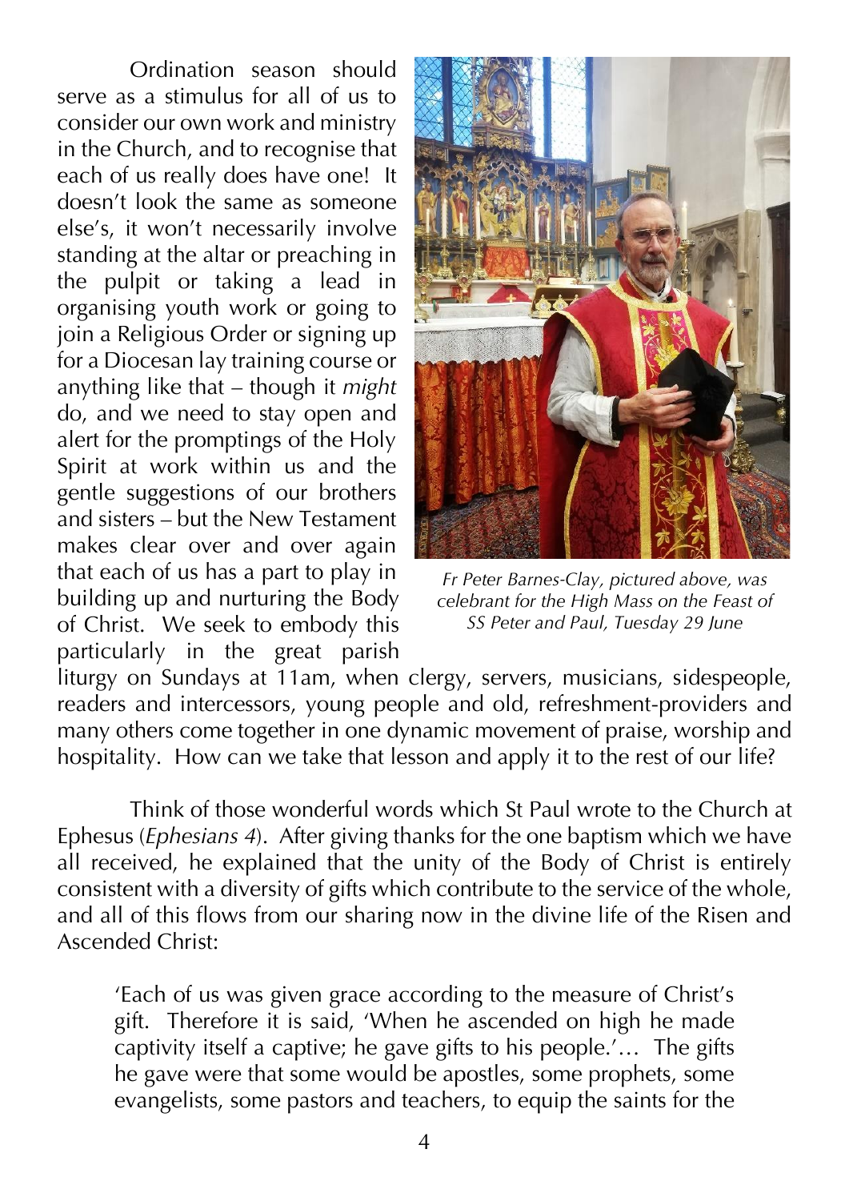Ordination season should serve as a stimulus for all of us to consider our own work and ministry in the Church, and to recognise that each of us really does have one! It doesn't look the same as someone else's, it won't necessarily involve standing at the altar or preaching in the pulpit or taking a lead in organising youth work or going to join a Religious Order or signing up for a Diocesan lay training course or anything like that – though it *might* do, and we need to stay open and alert for the promptings of the Holy Spirit at work within us and the gentle suggestions of our brothers and sisters – but the New Testament makes clear over and over again that each of us has a part to play in building up and nurturing the Body of Christ. We seek to embody this particularly in the great parish liturgy on Sundays at 11am, when clergy, servers, musicians, sidespeople, readers and intercessors, young people and old, refreshment-providers and many others come together in one dynamic movement of praise, worship and hospitality. How can we take that lesson and apply it to the rest of our life?

*Fr Peter Barnes-Clay, pictured above, was celebrant for the High Mass on the Feast of SS Peter and Paul, Tuesday 29 June*

Think of those wonderful words which St Paul wrote to the Church at Ephesus (*Ephesians 4*). After giving thanks for the one baptism which we have all received, he explained that the unity of the Body of Christ is entirely consistent with a diversity of gifts which contribute to the service of the whole, and all of this flows from our sharing now in the divine life of the Risen and Ascended Christ:

> 'Each of us was given grace according to the measure of Christ's gift. Therefore it is said, 'When he ascended on high he made captivity itself a captive; he gave gifts to his people.'… The gifts he gave were that some would be apostles, some prophets, some evangelists, some pastors and teachers, to equip the saints for the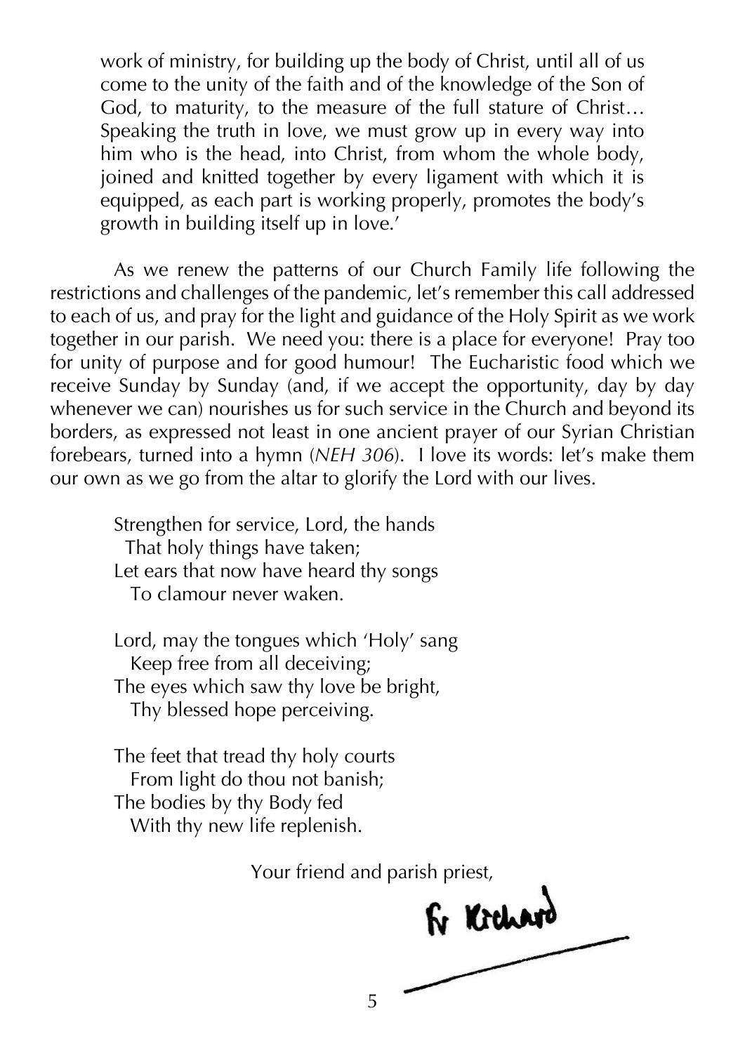> work of ministry, for building up the body of Christ, until all of us come to the unity of the faith and of the knowledge of the Son of God, to maturity, to the measure of the full stature of Christ… Speaking the truth in love, we must grow up in every way into him who is the head, into Christ, from whom the whole body, joined and knitted together by every ligament with which it is equipped, as each part is working properly, promotes the body's growth in building itself up in love.'

As we renew the patterns of our Church Family life following the restrictions and challenges of the pandemic, let's remember this call addressed to each of us, and pray for the light and guidance of the Holy Spirit as we work together in our parish. We need you: there is a place for everyone! Pray too for unity of purpose and for good humour! The Eucharistic food which we receive Sunday by Sunday (and, if we accept the opportunity, day by day whenever we can) nourishes us for such service in the Church and beyond its borders, as expressed not least in one ancient prayer of our Syrian Christian forebears, turned into a hymn (*NEH 306*). I love its words: let's make them our own as we go from the altar to glorify the Lord with our lives.

Strengthen for service, Lord, the hands
  That holy things have taken;
Let ears that now have heard thy songs
  To clamour never waken.

Lord, may the tongues which 'Holy' sang
  Keep free from all deceiving;
The eyes which saw thy love be bright,
  Thy blessed hope perceiving.

The feet that tread thy holy courts
  From light do thou not banish;
The bodies by thy Body fed
  With thy new life replenish.

Your friend and parish priest,

Fr Richard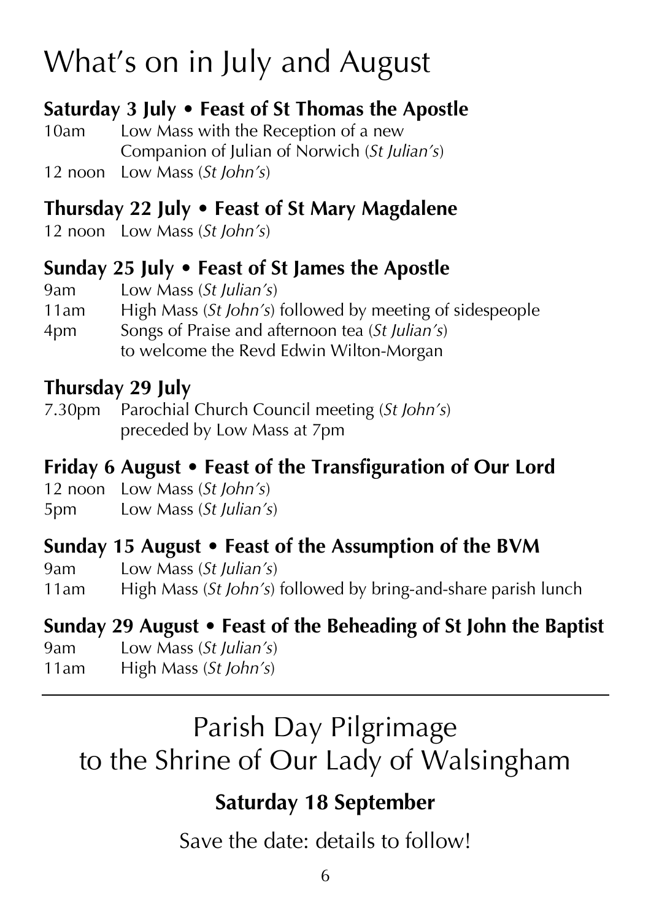# What's on in July and August

**Saturday 3 July • Feast of St Thomas the Apostle**

10am Low Mass with the Reception of a new Companion of Julian of Norwich (*St Julian's*)
12 noon Low Mass (*St John's*)

**Thursday 22 July • Feast of St Mary Magdalene**

12 noon Low Mass (*St John's*)

**Sunday 25 July • Feast of St James the Apostle**

9am Low Mass (*St Julian's*)
11am High Mass (*St John's*) followed by meeting of sidespeople
4pm Songs of Praise and afternoon tea (*St Julian's*) to welcome the Revd Edwin Wilton-Morgan

**Thursday 29 July**

7.30pm Parochial Church Council meeting (*St John's*) preceded by Low Mass at 7pm

**Friday 6 August • Feast of the Transfiguration of Our Lord**

12 noon Low Mass (*St John's*)
5pm Low Mass (*St Julian's*)

**Sunday 15 August • Feast of the Assumption of the BVM**

9am Low Mass (*St Julian's*)
11am High Mass (*St John's*) followed by bring-and-share parish lunch

**Sunday 29 August • Feast of the Beheading of St John the Baptist**

9am Low Mass (*St Julian's*)
11am High Mass (*St John's*)

---

## Parish Day Pilgrimage to the Shrine of Our Lady of Walsingham

**Saturday 18 September**

Save the date: details to follow!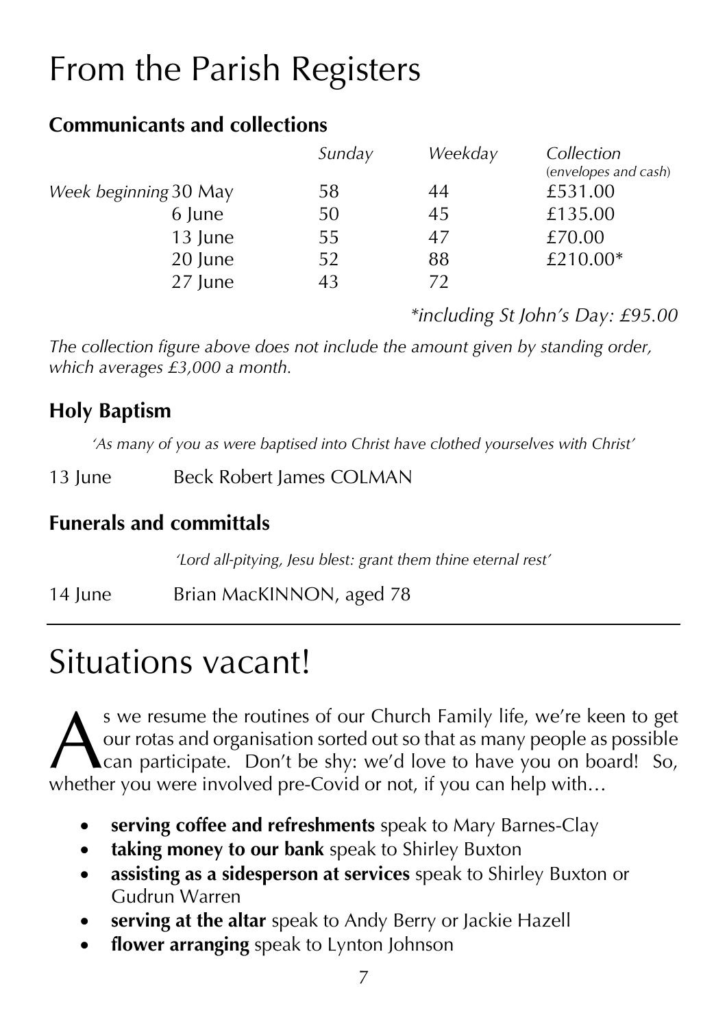# From the Parish Registers

## Communicants and collections

| | | Sunday | Weekday | Collection (envelopes and cash) |
|---|---|---|---|---|
| *Week beginning* | 30 May | 58 | 44 | £531.00 |
| | 6 June | 50 | 45 | £135.00 |
| | 13 June | 55 | 47 | £70.00 |
| | 20 June | 52 | 88 | £210.00* |
| | 27 June | 43 | 72 | |

*\*including St John's Day: £95.00*

*The collection figure above does not include the amount given by standing order, which averages £3,000 a month.*

## Holy Baptism

*'As many of you as were baptised into Christ have clothed yourselves with Christ'*

13 June Beck Robert James COLMAN

## Funerals and committals

*'Lord all-pitying, Jesu blest: grant them thine eternal rest'*

14 June Brian MacKINNON, aged 78

# Situations vacant!

As we resume the routines of our Church Family life, we're keen to get our rotas and organisation sorted out so that as many people as possible can participate. Don't be shy: we'd love to have you on board! So, whether you were involved pre-Covid or not, if you can help with…

- **serving coffee and refreshments** speak to Mary Barnes-Clay
- **taking money to our bank** speak to Shirley Buxton
- **assisting as a sidesperson at services** speak to Shirley Buxton or Gudrun Warren
- **serving at the altar** speak to Andy Berry or Jackie Hazell
- **flower arranging** speak to Lynton Johnson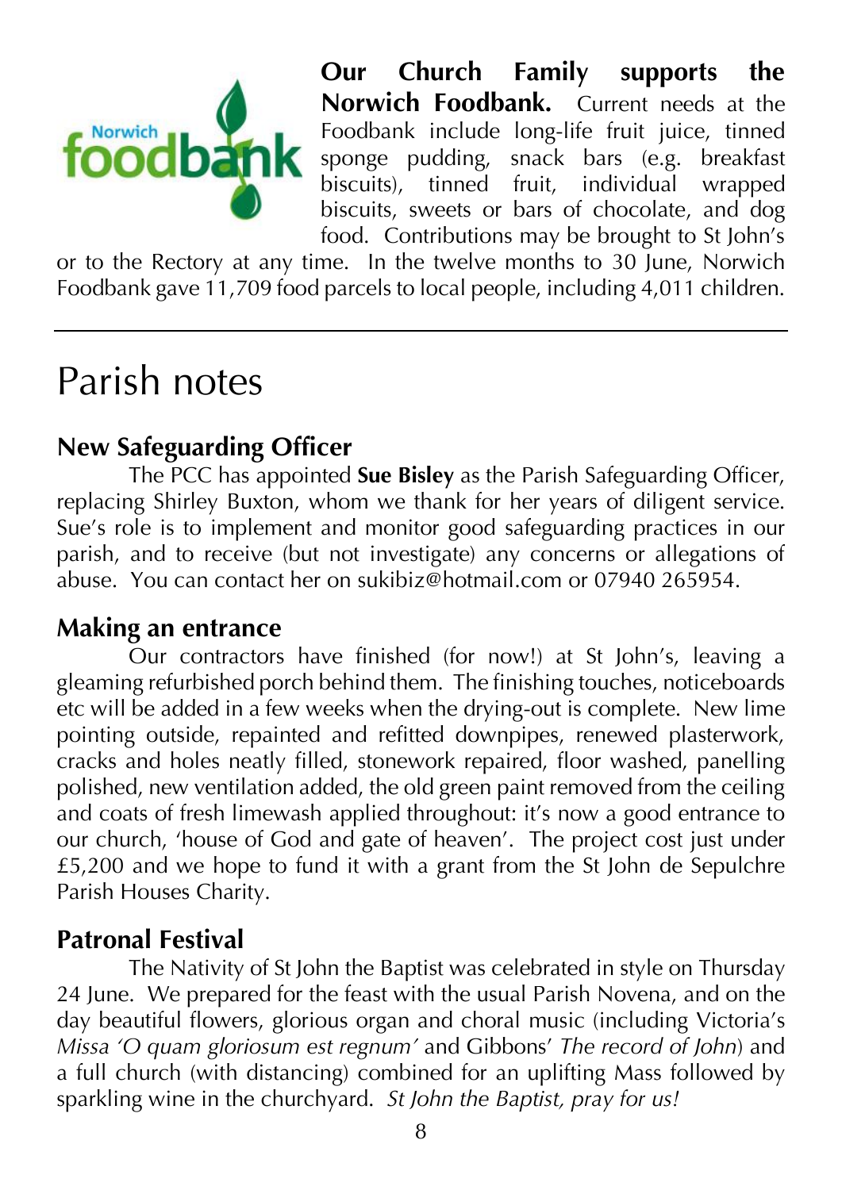**Our Church Family supports the Norwich Foodbank.** Current needs at the Foodbank include long-life fruit juice, tinned sponge pudding, snack bars (e.g. breakfast biscuits), tinned fruit, individual wrapped biscuits, sweets or bars of chocolate, and dog food. Contributions may be brought to St John's or to the Rectory at any time. In the twelve months to 30 June, Norwich Foodbank gave 11,709 food parcels to local people, including 4,011 children.

---

# Parish notes

## New Safeguarding Officer

The PCC has appointed **Sue Bisley** as the Parish Safeguarding Officer, replacing Shirley Buxton, whom we thank for her years of diligent service. Sue's role is to implement and monitor good safeguarding practices in our parish, and to receive (but not investigate) any concerns or allegations of abuse. You can contact her on sukibiz@hotmail.com or 07940 265954.

## Making an entrance

Our contractors have finished (for now!) at St John's, leaving a gleaming refurbished porch behind them. The finishing touches, noticeboards etc will be added in a few weeks when the drying-out is complete. New lime pointing outside, repainted and refitted downpipes, renewed plasterwork, cracks and holes neatly filled, stonework repaired, floor washed, panelling polished, new ventilation added, the old green paint removed from the ceiling and coats of fresh limewash applied throughout: it's now a good entrance to our church, 'house of God and gate of heaven'. The project cost just under £5,200 and we hope to fund it with a grant from the St John de Sepulchre Parish Houses Charity.

## Patronal Festival

The Nativity of St John the Baptist was celebrated in style on Thursday 24 June. We prepared for the feast with the usual Parish Novena, and on the day beautiful flowers, glorious organ and choral music (including Victoria's *Missa 'O quam gloriosum est regnum'* and Gibbons' *The record of John*) and a full church (with distancing) combined for an uplifting Mass followed by sparkling wine in the churchyard. *St John the Baptist, pray for us!*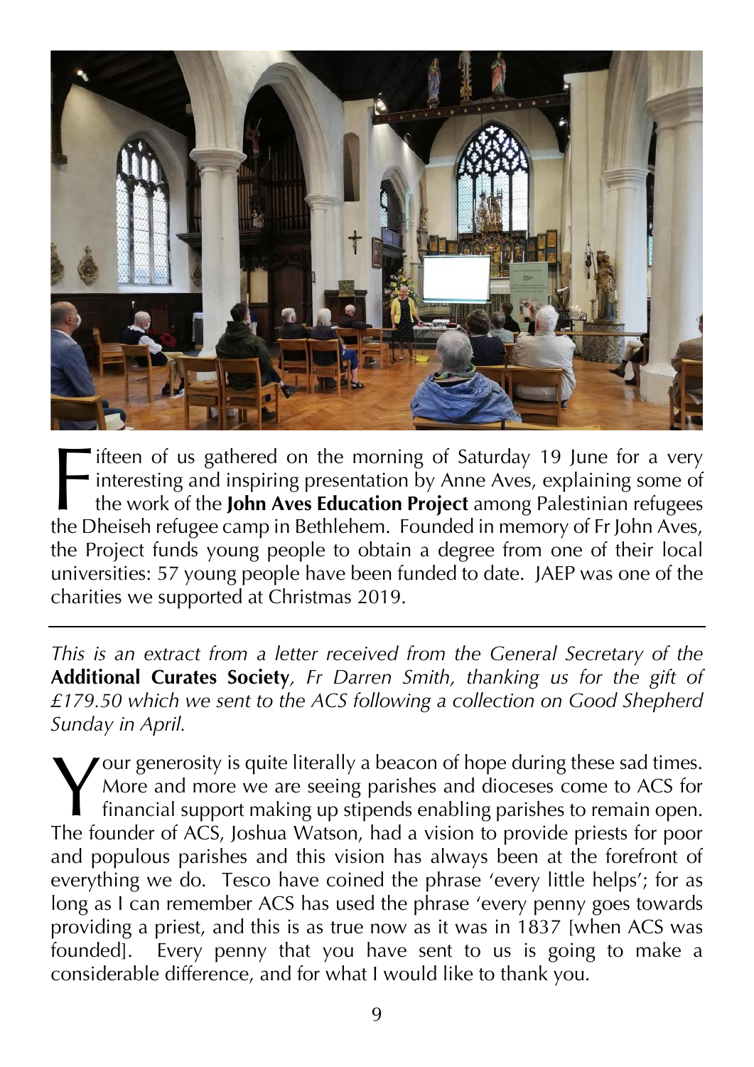Fifteen of us gathered on the morning of Saturday 19 June for a very interesting and inspiring presentation by Anne Aves, explaining some of the work of the **John Aves Education Project** among Palestinian refugees the Dheiseh refugee camp in Bethlehem. Founded in memory of Fr John Aves, the Project funds young people to obtain a degree from one of their local universities: 57 young people have been funded to date. JAEP was one of the charities we supported at Christmas 2019.

---

*This is an extract from a letter received from the General Secretary of the* **Additional Curates Society***, Fr Darren Smith, thanking us for the gift of £179.50 which we sent to the ACS following a collection on Good Shepherd Sunday in April.*

Your generosity is quite literally a beacon of hope during these sad times. More and more we are seeing parishes and dioceses come to ACS for financial support making up stipends enabling parishes to remain open. The founder of ACS, Joshua Watson, had a vision to provide priests for poor and populous parishes and this vision has always been at the forefront of everything we do. Tesco have coined the phrase 'every little helps'; for as long as I can remember ACS has used the phrase 'every penny goes towards providing a priest, and this is as true now as it was in 1837 [when ACS was founded]. Every penny that you have sent to us is going to make a considerable difference, and for what I would like to thank you.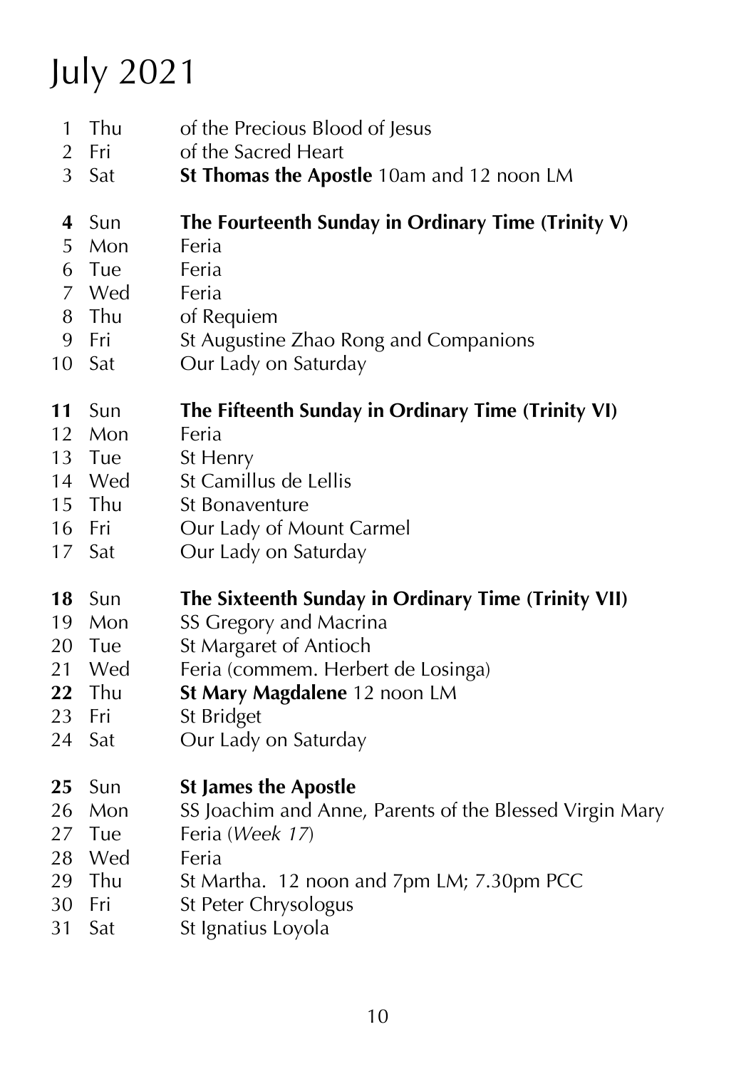# July 2021

| | | |
|---|---|---|
| 1 | Thu | of the Precious Blood of Jesus |
| 2 | Fri | of the Sacred Heart |
| 3 | Sat | **St Thomas the Apostle** 10am and 12 noon LM |
| **4** | Sun | **The Fourteenth Sunday in Ordinary Time (Trinity V)** |
| 5 | Mon | Feria |
| 6 | Tue | Feria |
| 7 | Wed | Feria |
| 8 | Thu | of Requiem |
| 9 | Fri | St Augustine Zhao Rong and Companions |
| 10 | Sat | Our Lady on Saturday |
| **11** | Sun | **The Fifteenth Sunday in Ordinary Time (Trinity VI)** |
| 12 | Mon | Feria |
| 13 | Tue | St Henry |
| 14 | Wed | St Camillus de Lellis |
| 15 | Thu | St Bonaventure |
| 16 | Fri | Our Lady of Mount Carmel |
| 17 | Sat | Our Lady on Saturday |
| **18** | Sun | **The Sixteenth Sunday in Ordinary Time (Trinity VII)** |
| 19 | Mon | SS Gregory and Macrina |
| 20 | Tue | St Margaret of Antioch |
| 21 | Wed | Feria (commem. Herbert de Losinga) |
| **22** | Thu | **St Mary Magdalene** 12 noon LM |
| 23 | Fri | St Bridget |
| 24 | Sat | Our Lady on Saturday |
| **25** | Sun | **St James the Apostle** |
| 26 | Mon | SS Joachim and Anne, Parents of the Blessed Virgin Mary |
| 27 | Tue | Feria (*Week 17*) |
| 28 | Wed | Feria |
| 29 | Thu | St Martha. 12 noon and 7pm LM; 7.30pm PCC |
| 30 | Fri | St Peter Chrysologus |
| 31 | Sat | St Ignatius Loyola |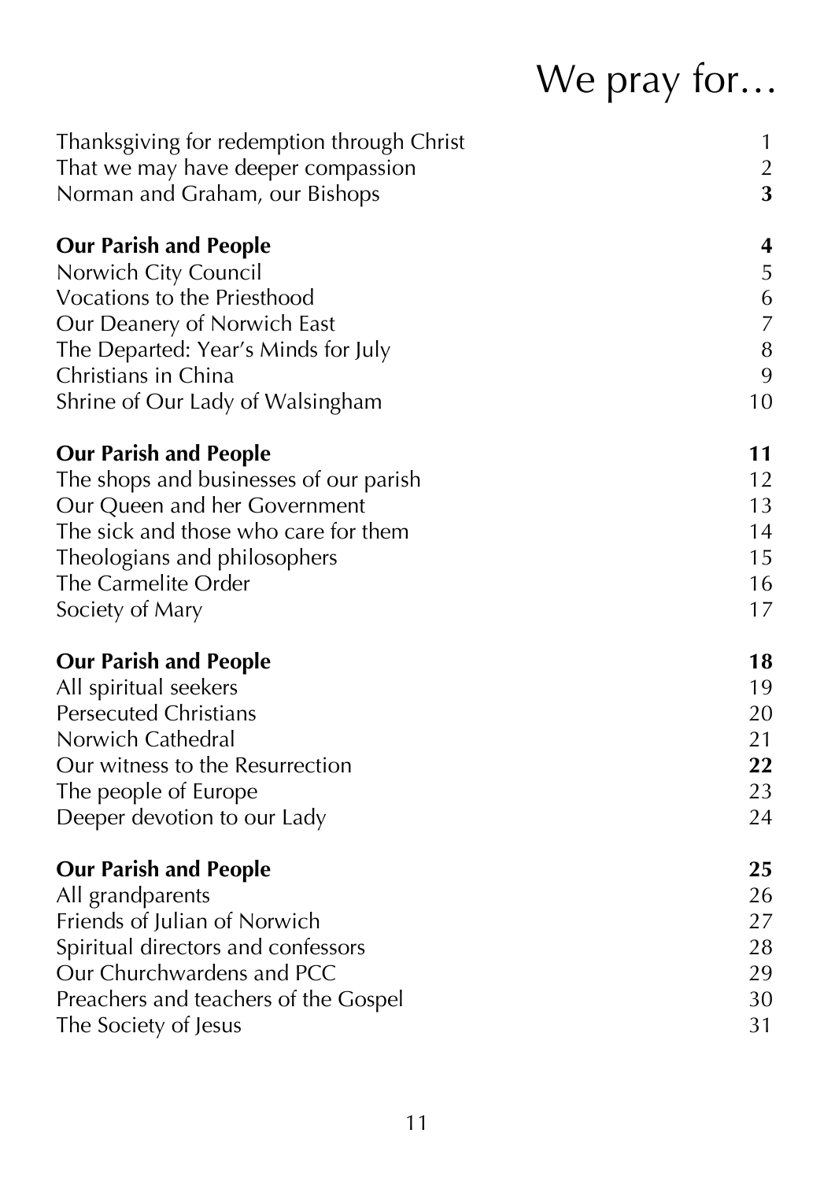# We pray for…

| | |
|---|---|
| Thanksgiving for redemption through Christ | 1 |
| That we may have deeper compassion | 2 |
| Norman and Graham, our Bishops | **3** |
| | |
| **Our Parish and People** | **4** |
| Norwich City Council | 5 |
| Vocations to the Priesthood | 6 |
| Our Deanery of Norwich East | 7 |
| The Departed: Year's Minds for July | 8 |
| Christians in China | 9 |
| Shrine of Our Lady of Walsingham | 10 |
| | |
| **Our Parish and People** | **11** |
| The shops and businesses of our parish | 12 |
| Our Queen and her Government | 13 |
| The sick and those who care for them | 14 |
| Theologians and philosophers | 15 |
| The Carmelite Order | 16 |
| Society of Mary | 17 |
| | |
| **Our Parish and People** | **18** |
| All spiritual seekers | 19 |
| Persecuted Christians | 20 |
| Norwich Cathedral | 21 |
| Our witness to the Resurrection | **22** |
| The people of Europe | 23 |
| Deeper devotion to our Lady | 24 |
| | |
| **Our Parish and People** | **25** |
| All grandparents | 26 |
| Friends of Julian of Norwich | 27 |
| Spiritual directors and confessors | 28 |
| Our Churchwardens and PCC | 29 |
| Preachers and teachers of the Gospel | 30 |
| The Society of Jesus | 31 |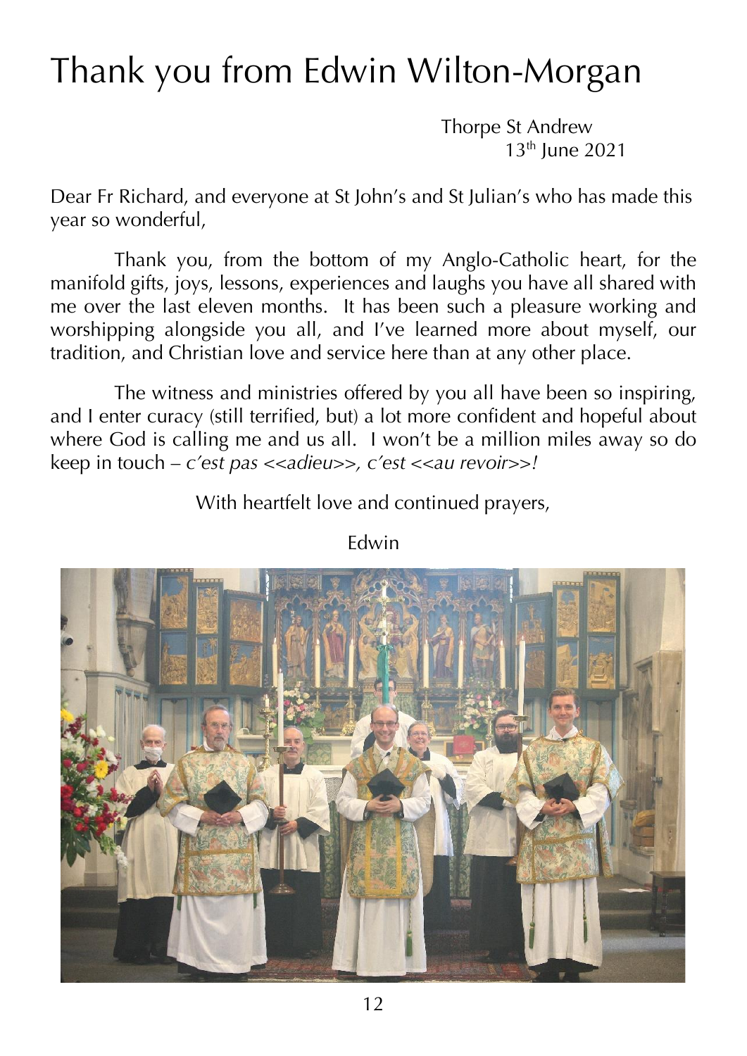# Thank you from Edwin Wilton-Morgan

Thorpe St Andrew
13th June 2021

Dear Fr Richard, and everyone at St John's and St Julian's who has made this year so wonderful,

Thank you, from the bottom of my Anglo-Catholic heart, for the manifold gifts, joys, lessons, experiences and laughs you have all shared with me over the last eleven months. It has been such a pleasure working and worshipping alongside you all, and I've learned more about myself, our tradition, and Christian love and service here than at any other place.

The witness and ministries offered by you all have been so inspiring, and I enter curacy (still terrified, but) a lot more confident and hopeful about where God is calling me and us all. I won't be a million miles away so do keep in touch – *c'est pas <<adieu>>, c'est <<au revoir>>!*

With heartfelt love and continued prayers,

Edwin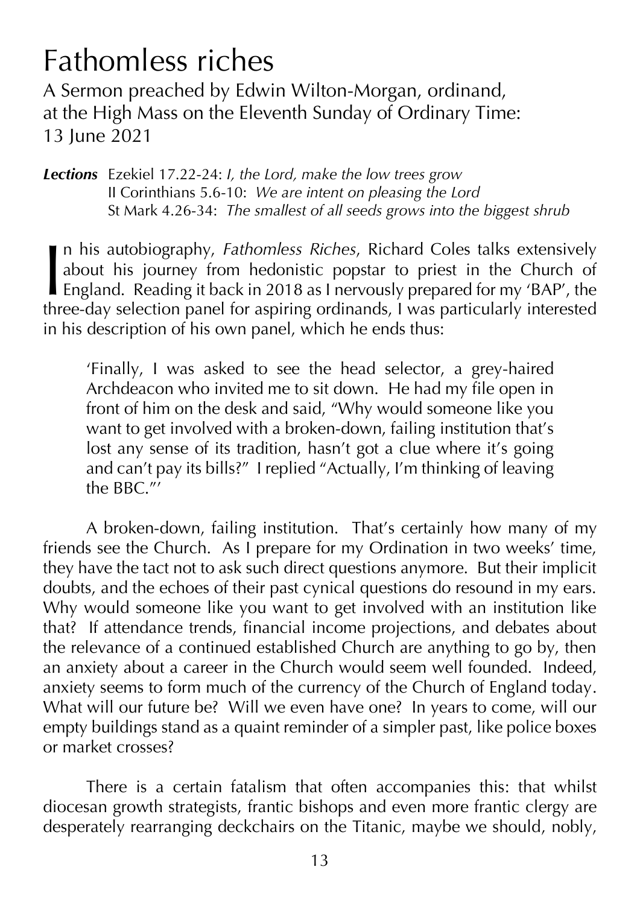# Fathomless riches

A Sermon preached by Edwin Wilton-Morgan, ordinand, at the High Mass on the Eleventh Sunday of Ordinary Time: 13 June 2021

***Lections*** Ezekiel 17.22-24: *I, the Lord, make the low trees grow*
II Corinthians 5.6-10: *We are intent on pleasing the Lord*
St Mark 4.26-34: *The smallest of all seeds grows into the biggest shrub*

In his autobiography, *Fathomless Riches*, Richard Coles talks extensively about his journey from hedonistic popstar to priest in the Church of England. Reading it back in 2018 as I nervously prepared for my 'BAP', the three-day selection panel for aspiring ordinands, I was particularly interested in his description of his own panel, which he ends thus:

> 'Finally, I was asked to see the head selector, a grey-haired Archdeacon who invited me to sit down. He had my file open in front of him on the desk and said, "Why would someone like you want to get involved with a broken-down, failing institution that's lost any sense of its tradition, hasn't got a clue where it's going and can't pay its bills?" I replied "Actually, I'm thinking of leaving the BBC."'

A broken-down, failing institution. That's certainly how many of my friends see the Church. As I prepare for my Ordination in two weeks' time, they have the tact not to ask such direct questions anymore. But their implicit doubts, and the echoes of their past cynical questions do resound in my ears. Why would someone like you want to get involved with an institution like that? If attendance trends, financial income projections, and debates about the relevance of a continued established Church are anything to go by, then an anxiety about a career in the Church would seem well founded. Indeed, anxiety seems to form much of the currency of the Church of England today. What will our future be? Will we even have one? In years to come, will our empty buildings stand as a quaint reminder of a simpler past, like police boxes or market crosses?

There is a certain fatalism that often accompanies this: that whilst diocesan growth strategists, frantic bishops and even more frantic clergy are desperately rearranging deckchairs on the Titanic, maybe we should, nobly,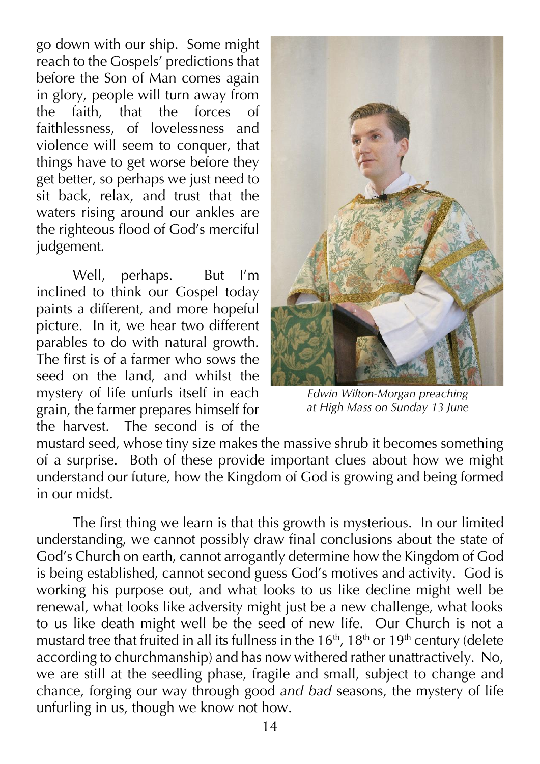go down with our ship. Some might reach to the Gospels' predictions that before the Son of Man comes again in glory, people will turn away from the faith, that the forces of faithlessness, of lovelessness and violence will seem to conquer, that things have to get worse before they get better, so perhaps we just need to sit back, relax, and trust that the waters rising around our ankles are the righteous flood of God's merciful judgement.

Well, perhaps. But I'm inclined to think our Gospel today paints a different, and more hopeful picture. In it, we hear two different parables to do with natural growth. The first is of a farmer who sows the seed on the land, and whilst the mystery of life unfurls itself in each grain, the farmer prepares himself for the harvest. The second is of the mustard seed, whose tiny size makes the massive shrub it becomes something of a surprise. Both of these provide important clues about how we might understand our future, how the Kingdom of God is growing and being formed in our midst.

*Edwin Wilton-Morgan preaching at High Mass on Sunday 13 June*

The first thing we learn is that this growth is mysterious. In our limited understanding, we cannot possibly draw final conclusions about the state of God's Church on earth, cannot arrogantly determine how the Kingdom of God is being established, cannot second guess God's motives and activity. God is working his purpose out, and what looks to us like decline might well be renewal, what looks like adversity might just be a new challenge, what looks to us like death might well be the seed of new life. Our Church is not a mustard tree that fruited in all its fullness in the 16th, 18th or 19th century (delete according to churchmanship) and has now withered rather unattractively. No, we are still at the seedling phase, fragile and small, subject to change and chance, forging our way through good *and bad* seasons, the mystery of life unfurling in us, though we know not how.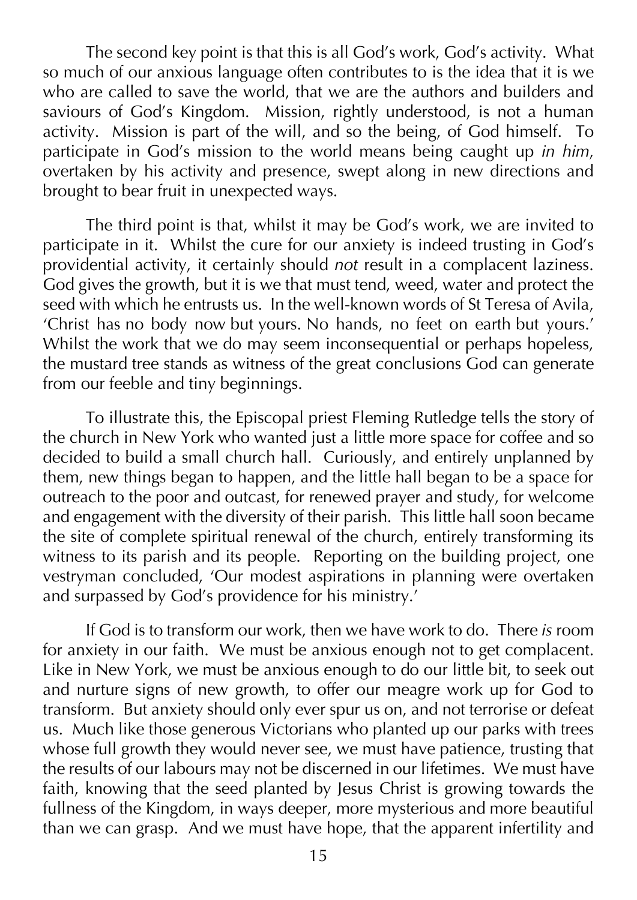The second key point is that this is all God's work, God's activity. What so much of our anxious language often contributes to is the idea that it is we who are called to save the world, that we are the authors and builders and saviours of God's Kingdom. Mission, rightly understood, is not a human activity. Mission is part of the will, and so the being, of God himself. To participate in God's mission to the world means being caught up *in him*, overtaken by his activity and presence, swept along in new directions and brought to bear fruit in unexpected ways.

The third point is that, whilst it may be God's work, we are invited to participate in it. Whilst the cure for our anxiety is indeed trusting in God's providential activity, it certainly should *not* result in a complacent laziness. God gives the growth, but it is we that must tend, weed, water and protect the seed with which he entrusts us. In the well-known words of St Teresa of Avila, 'Christ has no body now but yours. No hands, no feet on earth but yours.' Whilst the work that we do may seem inconsequential or perhaps hopeless, the mustard tree stands as witness of the great conclusions God can generate from our feeble and tiny beginnings.

To illustrate this, the Episcopal priest Fleming Rutledge tells the story of the church in New York who wanted just a little more space for coffee and so decided to build a small church hall. Curiously, and entirely unplanned by them, new things began to happen, and the little hall began to be a space for outreach to the poor and outcast, for renewed prayer and study, for welcome and engagement with the diversity of their parish. This little hall soon became the site of complete spiritual renewal of the church, entirely transforming its witness to its parish and its people. Reporting on the building project, one vestryman concluded, 'Our modest aspirations in planning were overtaken and surpassed by God's providence for his ministry.'

If God is to transform our work, then we have work to do. There *is* room for anxiety in our faith. We must be anxious enough not to get complacent. Like in New York, we must be anxious enough to do our little bit, to seek out and nurture signs of new growth, to offer our meagre work up for God to transform. But anxiety should only ever spur us on, and not terrorise or defeat us. Much like those generous Victorians who planted up our parks with trees whose full growth they would never see, we must have patience, trusting that the results of our labours may not be discerned in our lifetimes. We must have faith, knowing that the seed planted by Jesus Christ is growing towards the fullness of the Kingdom, in ways deeper, more mysterious and more beautiful than we can grasp. And we must have hope, that the apparent infertility and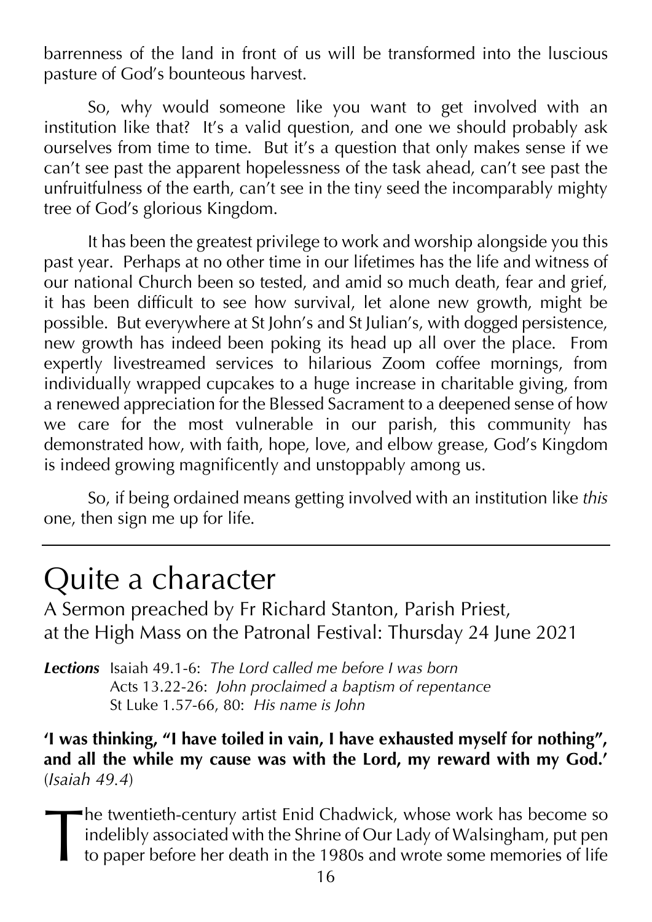barrenness of the land in front of us will be transformed into the luscious pasture of God's bounteous harvest.

So, why would someone like you want to get involved with an institution like that? It's a valid question, and one we should probably ask ourselves from time to time. But it's a question that only makes sense if we can't see past the apparent hopelessness of the task ahead, can't see past the unfruitfulness of the earth, can't see in the tiny seed the incomparably mighty tree of God's glorious Kingdom.

It has been the greatest privilege to work and worship alongside you this past year. Perhaps at no other time in our lifetimes has the life and witness of our national Church been so tested, and amid so much death, fear and grief, it has been difficult to see how survival, let alone new growth, might be possible. But everywhere at St John's and St Julian's, with dogged persistence, new growth has indeed been poking its head up all over the place. From expertly livestreamed services to hilarious Zoom coffee mornings, from individually wrapped cupcakes to a huge increase in charitable giving, from a renewed appreciation for the Blessed Sacrament to a deepened sense of how we care for the most vulnerable in our parish, this community has demonstrated how, with faith, hope, love, and elbow grease, God's Kingdom is indeed growing magnificently and unstoppably among us.

So, if being ordained means getting involved with an institution like *this* one, then sign me up for life.

---

# Quite a character

A Sermon preached by Fr Richard Stanton, Parish Priest,
at the High Mass on the Patronal Festival: Thursday 24 June 2021

***Lections*** Isaiah 49.1-6: *The Lord called me before I was born*
Acts 13.22-26: *John proclaimed a baptism of repentance*
St Luke 1.57-66, 80: *His name is John*

**'I was thinking, "I have toiled in vain, I have exhausted myself for nothing", and all the while my cause was with the Lord, my reward with my God.'** (*Isaiah 49.4*)

The twentieth-century artist Enid Chadwick, whose work has become so indelibly associated with the Shrine of Our Lady of Walsingham, put pen to paper before her death in the 1980s and wrote some memories of life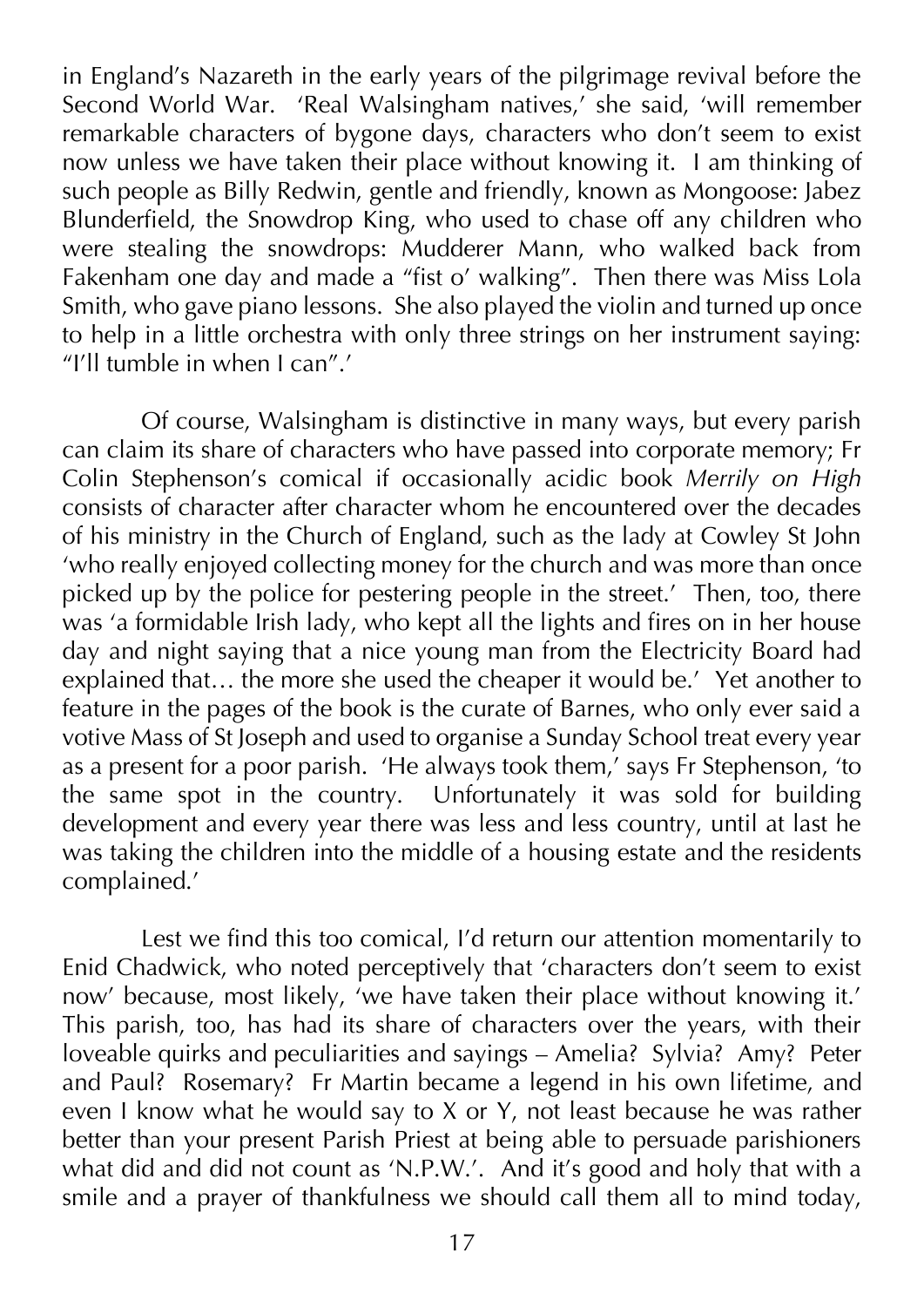in England's Nazareth in the early years of the pilgrimage revival before the Second World War. 'Real Walsingham natives,' she said, 'will remember remarkable characters of bygone days, characters who don't seem to exist now unless we have taken their place without knowing it. I am thinking of such people as Billy Redwin, gentle and friendly, known as Mongoose: Jabez Blunderfield, the Snowdrop King, who used to chase off any children who were stealing the snowdrops: Mudderer Mann, who walked back from Fakenham one day and made a "fist o' walking". Then there was Miss Lola Smith, who gave piano lessons. She also played the violin and turned up once to help in a little orchestra with only three strings on her instrument saying: "I'll tumble in when I can".'

Of course, Walsingham is distinctive in many ways, but every parish can claim its share of characters who have passed into corporate memory; Fr Colin Stephenson's comical if occasionally acidic book *Merrily on High* consists of character after character whom he encountered over the decades of his ministry in the Church of England, such as the lady at Cowley St John 'who really enjoyed collecting money for the church and was more than once picked up by the police for pestering people in the street.' Then, too, there was 'a formidable Irish lady, who kept all the lights and fires on in her house day and night saying that a nice young man from the Electricity Board had explained that… the more she used the cheaper it would be.' Yet another to feature in the pages of the book is the curate of Barnes, who only ever said a votive Mass of St Joseph and used to organise a Sunday School treat every year as a present for a poor parish. 'He always took them,' says Fr Stephenson, 'to the same spot in the country. Unfortunately it was sold for building development and every year there was less and less country, until at last he was taking the children into the middle of a housing estate and the residents complained.'

Lest we find this too comical, I'd return our attention momentarily to Enid Chadwick, who noted perceptively that 'characters don't seem to exist now' because, most likely, 'we have taken their place without knowing it.' This parish, too, has had its share of characters over the years, with their loveable quirks and peculiarities and sayings – Amelia? Sylvia? Amy? Peter and Paul? Rosemary? Fr Martin became a legend in his own lifetime, and even I know what he would say to X or Y, not least because he was rather better than your present Parish Priest at being able to persuade parishioners what did and did not count as 'N.P.W.'. And it's good and holy that with a smile and a prayer of thankfulness we should call them all to mind today,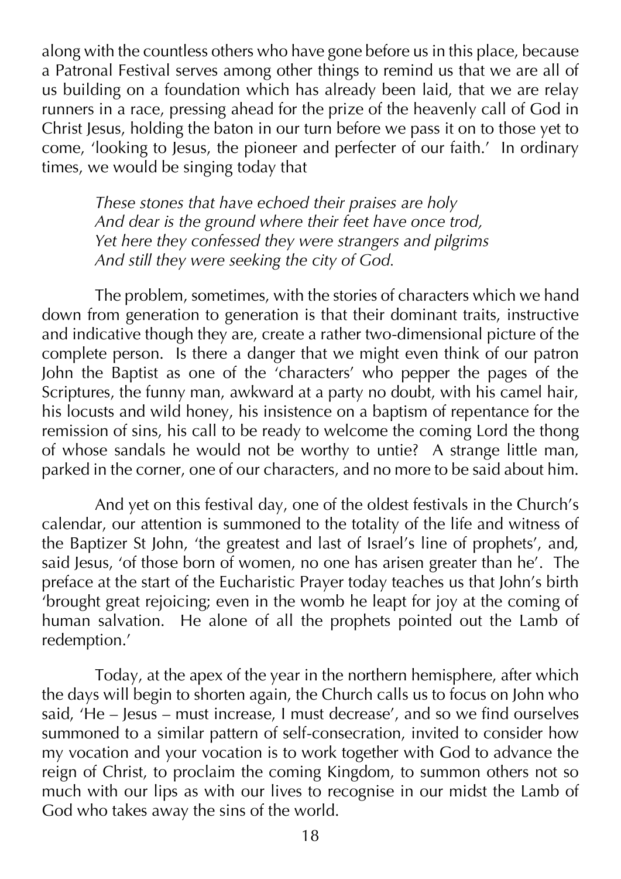along with the countless others who have gone before us in this place, because a Patronal Festival serves among other things to remind us that we are all of us building on a foundation which has already been laid, that we are relay runners in a race, pressing ahead for the prize of the heavenly call of God in Christ Jesus, holding the baton in our turn before we pass it on to those yet to come, 'looking to Jesus, the pioneer and perfecter of our faith.' In ordinary times, we would be singing today that

> *These stones that have echoed their praises are holy*
> *And dear is the ground where their feet have once trod,*
> *Yet here they confessed they were strangers and pilgrims*
> *And still they were seeking the city of God.*

The problem, sometimes, with the stories of characters which we hand down from generation to generation is that their dominant traits, instructive and indicative though they are, create a rather two-dimensional picture of the complete person. Is there a danger that we might even think of our patron John the Baptist as one of the 'characters' who pepper the pages of the Scriptures, the funny man, awkward at a party no doubt, with his camel hair, his locusts and wild honey, his insistence on a baptism of repentance for the remission of sins, his call to be ready to welcome the coming Lord the thong of whose sandals he would not be worthy to untie? A strange little man, parked in the corner, one of our characters, and no more to be said about him.

And yet on this festival day, one of the oldest festivals in the Church's calendar, our attention is summoned to the totality of the life and witness of the Baptizer St John, 'the greatest and last of Israel's line of prophets', and, said Jesus, 'of those born of women, no one has arisen greater than he'. The preface at the start of the Eucharistic Prayer today teaches us that John's birth 'brought great rejoicing; even in the womb he leapt for joy at the coming of human salvation. He alone of all the prophets pointed out the Lamb of redemption.'

Today, at the apex of the year in the northern hemisphere, after which the days will begin to shorten again, the Church calls us to focus on John who said, 'He – Jesus – must increase, I must decrease', and so we find ourselves summoned to a similar pattern of self-consecration, invited to consider how my vocation and your vocation is to work together with God to advance the reign of Christ, to proclaim the coming Kingdom, to summon others not so much with our lips as with our lives to recognise in our midst the Lamb of God who takes away the sins of the world.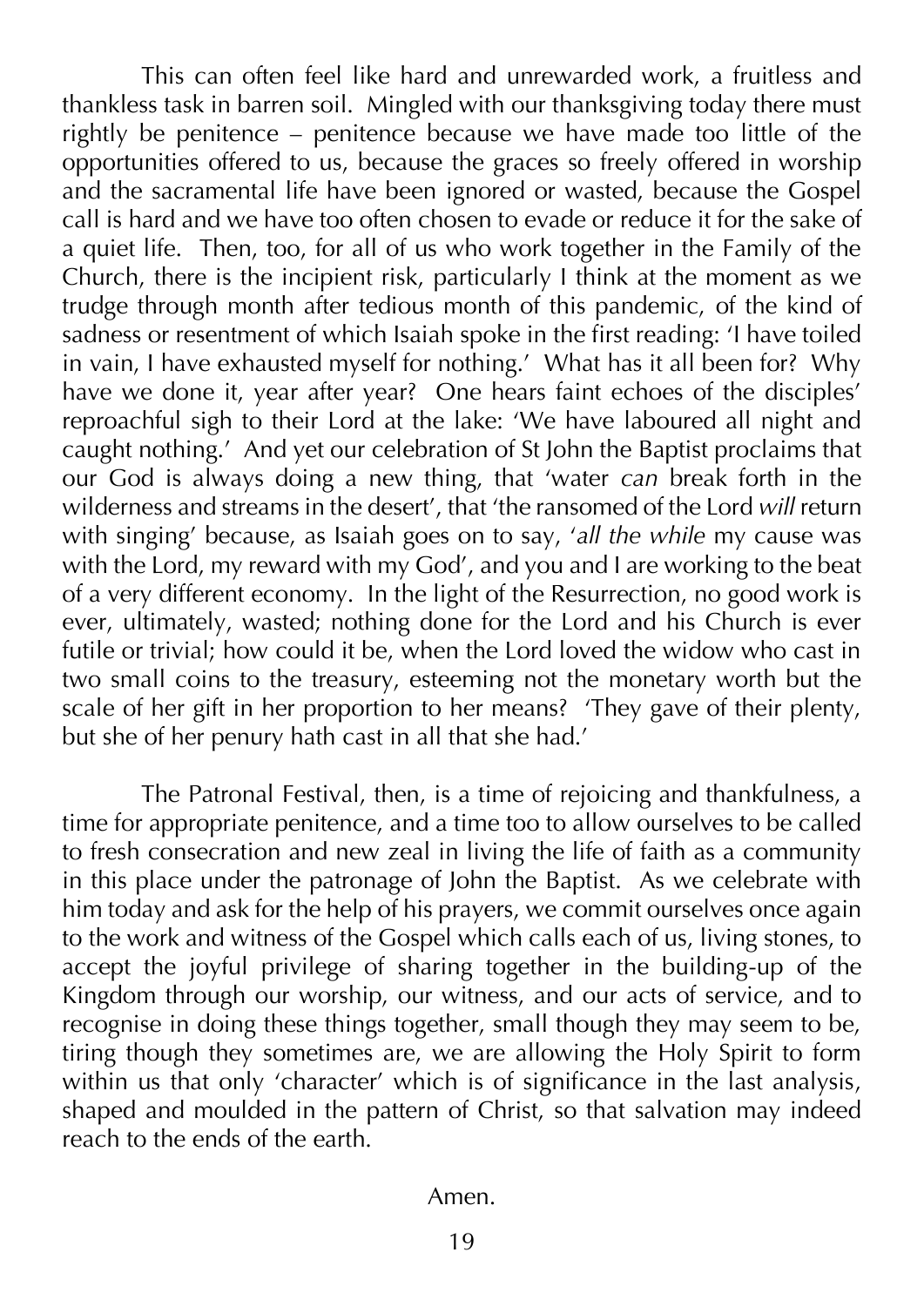This can often feel like hard and unrewarded work, a fruitless and thankless task in barren soil. Mingled with our thanksgiving today there must rightly be penitence – penitence because we have made too little of the opportunities offered to us, because the graces so freely offered in worship and the sacramental life have been ignored or wasted, because the Gospel call is hard and we have too often chosen to evade or reduce it for the sake of a quiet life. Then, too, for all of us who work together in the Family of the Church, there is the incipient risk, particularly I think at the moment as we trudge through month after tedious month of this pandemic, of the kind of sadness or resentment of which Isaiah spoke in the first reading: 'I have toiled in vain, I have exhausted myself for nothing.' What has it all been for? Why have we done it, year after year? One hears faint echoes of the disciples' reproachful sigh to their Lord at the lake: 'We have laboured all night and caught nothing.' And yet our celebration of St John the Baptist proclaims that our God is always doing a new thing, that 'water *can* break forth in the wilderness and streams in the desert', that 'the ransomed of the Lord *will* return with singing' because, as Isaiah goes on to say, '*all the while* my cause was with the Lord, my reward with my God', and you and I are working to the beat of a very different economy. In the light of the Resurrection, no good work is ever, ultimately, wasted; nothing done for the Lord and his Church is ever futile or trivial; how could it be, when the Lord loved the widow who cast in two small coins to the treasury, esteeming not the monetary worth but the scale of her gift in her proportion to her means? 'They gave of their plenty, but she of her penury hath cast in all that she had.'

The Patronal Festival, then, is a time of rejoicing and thankfulness, a time for appropriate penitence, and a time too to allow ourselves to be called to fresh consecration and new zeal in living the life of faith as a community in this place under the patronage of John the Baptist. As we celebrate with him today and ask for the help of his prayers, we commit ourselves once again to the work and witness of the Gospel which calls each of us, living stones, to accept the joyful privilege of sharing together in the building-up of the Kingdom through our worship, our witness, and our acts of service, and to recognise in doing these things together, small though they may seem to be, tiring though they sometimes are, we are allowing the Holy Spirit to form within us that only 'character' which is of significance in the last analysis, shaped and moulded in the pattern of Christ, so that salvation may indeed reach to the ends of the earth.

Amen.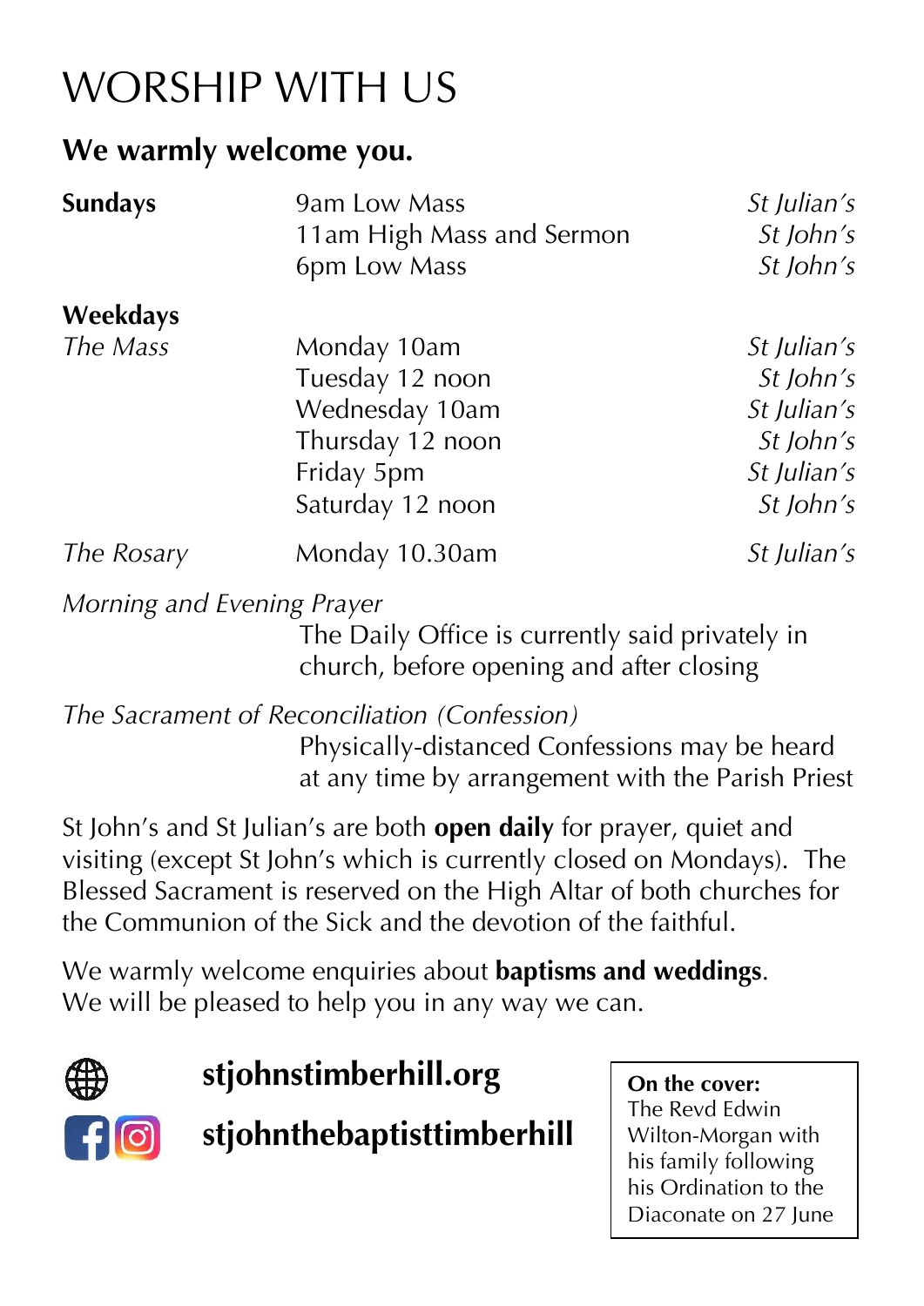# WORSHIP WITH US

## We warmly welcome you.

| | | |
|---|---|---|
| **Sundays** | 9am Low Mass | *St Julian's* |
| | 11am High Mass and Sermon | *St John's* |
| | 6pm Low Mass | *St John's* |
| **Weekdays** | | |
| *The Mass* | Monday 10am | *St Julian's* |
| | Tuesday 12 noon | *St John's* |
| | Wednesday 10am | *St Julian's* |
| | Thursday 12 noon | *St John's* |
| | Friday 5pm | *St Julian's* |
| | Saturday 12 noon | *St John's* |
| *The Rosary* | Monday 10.30am | *St Julian's* |

*Morning and Evening Prayer*

The Daily Office is currently said privately in church, before opening and after closing

*The Sacrament of Reconciliation (Confession)*

Physically-distanced Confessions may be heard at any time by arrangement with the Parish Priest

St John's and St Julian's are both **open daily** for prayer, quiet and visiting (except St John's which is currently closed on Mondays). The Blessed Sacrament is reserved on the High Altar of both churches for the Communion of the Sick and the devotion of the faithful.

We warmly welcome enquiries about **baptisms and weddings**. We will be pleased to help you in any way we can.

**stjohnstimberhill.org**

**stjohnthebaptisttimberhill**

**On the cover:**
The Revd Edwin Wilton-Morgan with his family following his Ordination to the Diaconate on 27 June